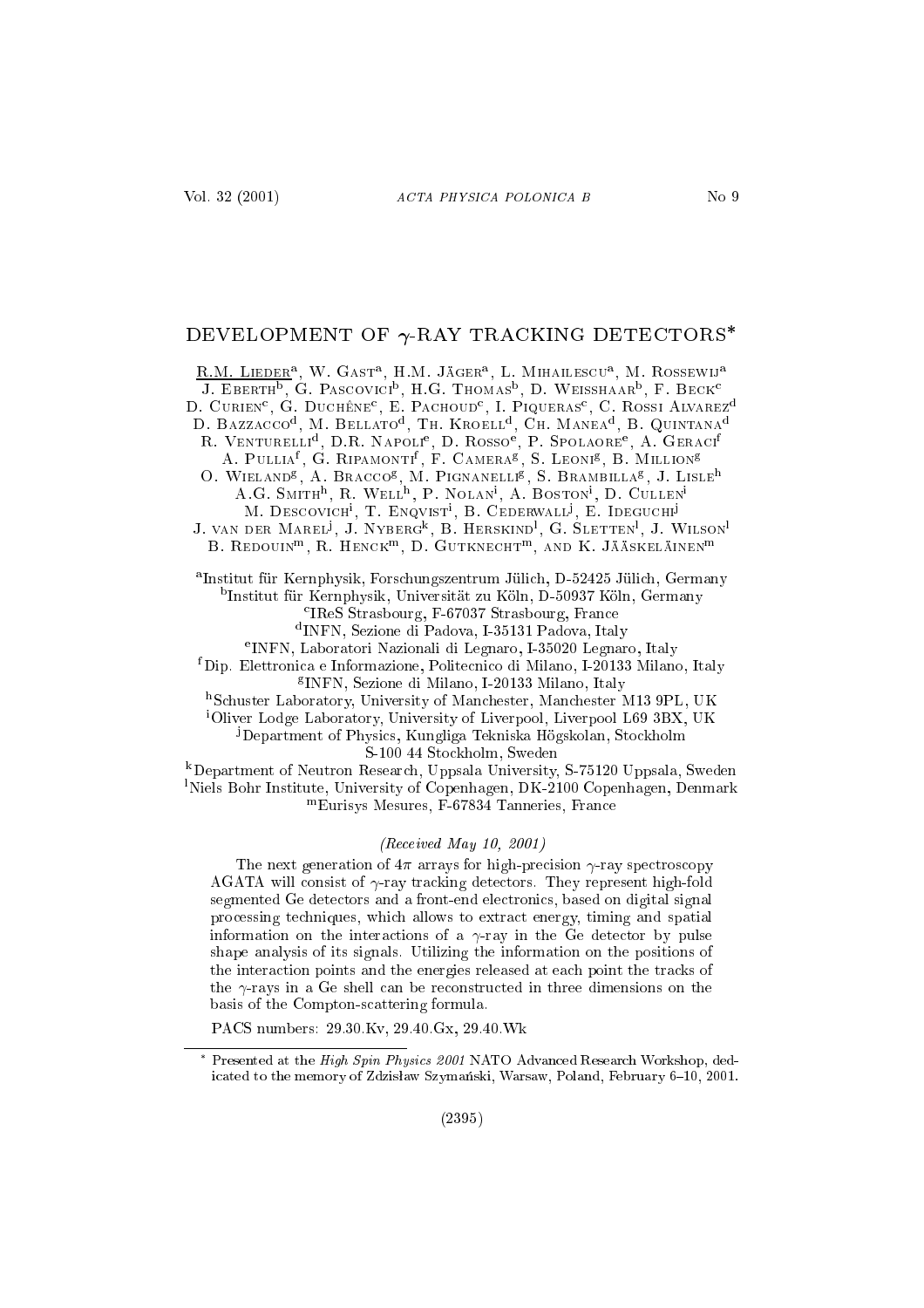# DEVELOPMENT OF $\gamma$-RAY TRACKING DETECTORS*

R.M. Lieder[a], W. Gast[a], H.M. Jäger[a], L. Mihailescu[a], M. Rossewij[a]
J. Eberth[b], G. Pascovici[b], H.G. Thomas[b], D. Weisshaar[b], F. Beck[c]
D. Curien[c], G. Duchêne[c], E. Pachoud[c], I. Piqueras[c], C. Rossi Alvarez[d]
D. Bazzacco[d], M. Bellato[d], Th. Kroell[d], Ch. Manea[d], B. Quintana[d]
R. Venturelli[d], D.R. Napoli[e], D. Rosso[e], P. Spolaore[e], A. Geraci[f]
A. Pullia[f], G. Ripamonti[f], F. Camera[g], S. Leoni[g], B. Million[g]
O. Wieland[g], A. Bracco[g], M. Pignanelli[g], S. Brambilla[g], J. Lisle[h]
A.G. Smith[h], R. Well[h], P. Nolan[i], A. Boston[i], D. Cullen[i]
M. Descovich[i], T. Enqvist[i], B. Cederwall[j], E. Ideguchi[j]
J. van der Marel[j], J. Nyberg[k], B. Herskind[l], G. Sletten[l], J. Wilson[l]
B. Redouin[m], R. Henck[m], D. Gutknecht[m], and K. Jääskeläinen[m]

[a]Institut für Kernphysik, Forschungszentrum Jülich, D-52425 Jülich, Germany
[b]Institut für Kernphysik, Universität zu Köln, D-50937 Köln, Germany
[c]IReS Strasbourg, F-67037 Strasbourg, France
[d]INFN, Sezione di Padova, I-35131 Padova, Italy
[e]INFN, Laboratori Nazionali di Legnaro, I-35020 Legnaro, Italy
[f]Dip. Elettronica e Informazione, Politecnico di Milano, I-20133 Milano, Italy
[g]INFN, Sezione di Milano, I-20133 Milano, Italy
[h]Schuster Laboratory, University of Manchester, Manchester M13 9PL, UK
[i]Oliver Lodge Laboratory, University of Liverpool, Liverpool L69 3BX, UK
[j]Department of Physics, Kungliga Tekniska Högskolan, Stockholm S-100 44 Stockholm, Sweden
[k]Department of Neutron Research, Uppsala University, S-75120 Uppsala, Sweden
[l]Niels Bohr Institute, University of Copenhagen, DK-2100 Copenhagen, Denmark
[m]Eurisys Mesures, F-67834 Tanneries, France

*(Received May 10, 2001)*

The next generation of $4\pi$ arrays for high-precision $\gamma$-ray spectroscopy AGATA will consist of $\gamma$-ray tracking detectors. They represent high-fold segmented Ge detectors and a front-end electronics, based on digital signal processing techniques, which allows to extract energy, timing and spatial information on the interactions of a $\gamma$-ray in the Ge detector by pulse shape analysis of its signals. Utilizing the information on the positions of the interaction points and the energies released at each point the tracks of the $\gamma$-rays in a Ge shell can be reconstructed in three dimensions on the basis of the Compton-scattering formula.

PACS numbers: 29.30.Kv, 29.40.Gx, 29.40.Wk

* Presented at the *High Spin Physics 2001* NATO Advanced Research Workshop, dedicated to the memory of Zdzisław Szymański, Warsaw, Poland, February 6–10, 2001.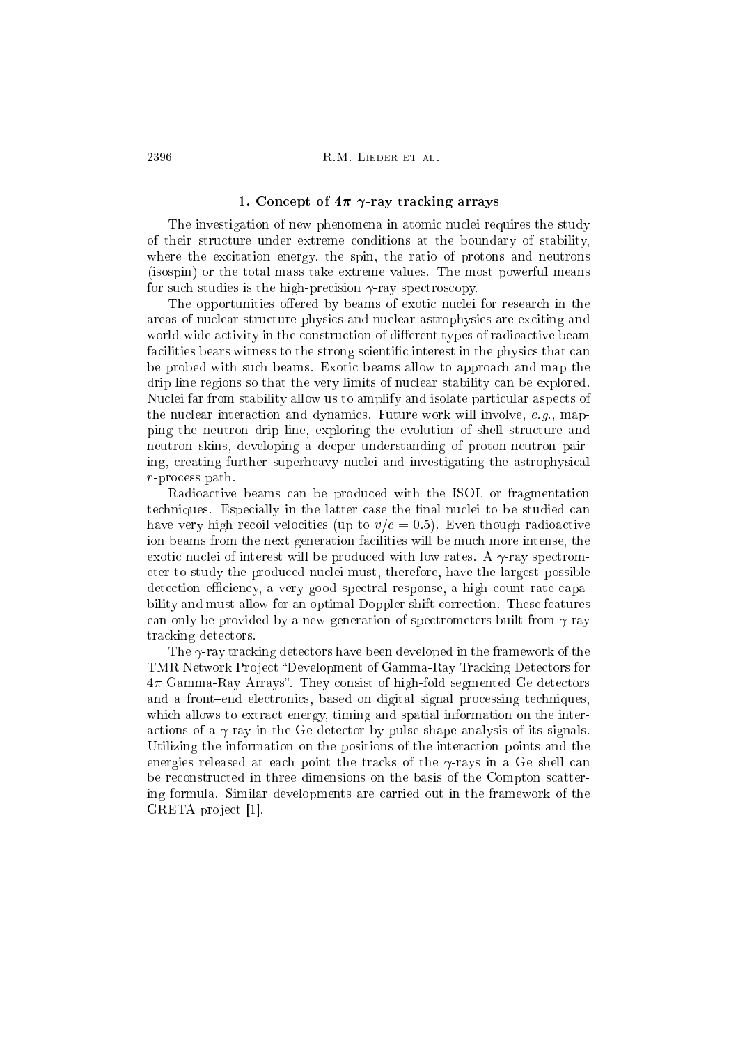## 1. Concept of $4\pi$ $\gamma$-ray tracking arrays

The investigation of new phenomena in atomic nuclei requires the study of their structure under extreme conditions at the boundary of stability, where the excitation energy, the spin, the ratio of protons and neutrons (isospin) or the total mass take extreme values. The most powerful means for such studies is the high-precision $\gamma$-ray spectroscopy.

The opportunities offered by beams of exotic nuclei for research in the areas of nuclear structure physics and nuclear astrophysics are exciting and world-wide activity in the construction of different types of radioactive beam facilities bears witness to the strong scientific interest in the physics that can be probed with such beams. Exotic beams allow to approach and map the drip line regions so that the very limits of nuclear stability can be explored. Nuclei far from stability allow us to amplify and isolate particular aspects of the nuclear interaction and dynamics. Future work will involve, *e.g.*, mapping the neutron drip line, exploring the evolution of shell structure and neutron skins, developing a deeper understanding of proton-neutron pairing, creating further superheavy nuclei and investigating the astrophysical $r$-process path.

Radioactive beams can be produced with the ISOL or fragmentation techniques. Especially in the latter case the final nuclei to be studied can have very high recoil velocities (up to $v/c = 0.5$). Even though radioactive ion beams from the next generation facilities will be much more intense, the exotic nuclei of interest will be produced with low rates. A $\gamma$-ray spectrometer to study the produced nuclei must, therefore, have the largest possible detection efficiency, a very good spectral response, a high count rate capability and must allow for an optimal Doppler shift correction. These features can only be provided by a new generation of spectrometers built from $\gamma$-ray tracking detectors.

The $\gamma$-ray tracking detectors have been developed in the framework of the TMR Network Project "Development of Gamma-Ray Tracking Detectors for $4\pi$ Gamma-Ray Arrays". They consist of high-fold segmented Ge detectors and a front–end electronics, based on digital signal processing techniques, which allows to extract energy, timing and spatial information on the interactions of a $\gamma$-ray in the Ge detector by pulse shape analysis of its signals. Utilizing the information on the positions of the interaction points and the energies released at each point the tracks of the $\gamma$-rays in a Ge shell can be reconstructed in three dimensions on the basis of the Compton scattering formula. Similar developments are carried out in the framework of the GRETA project [1].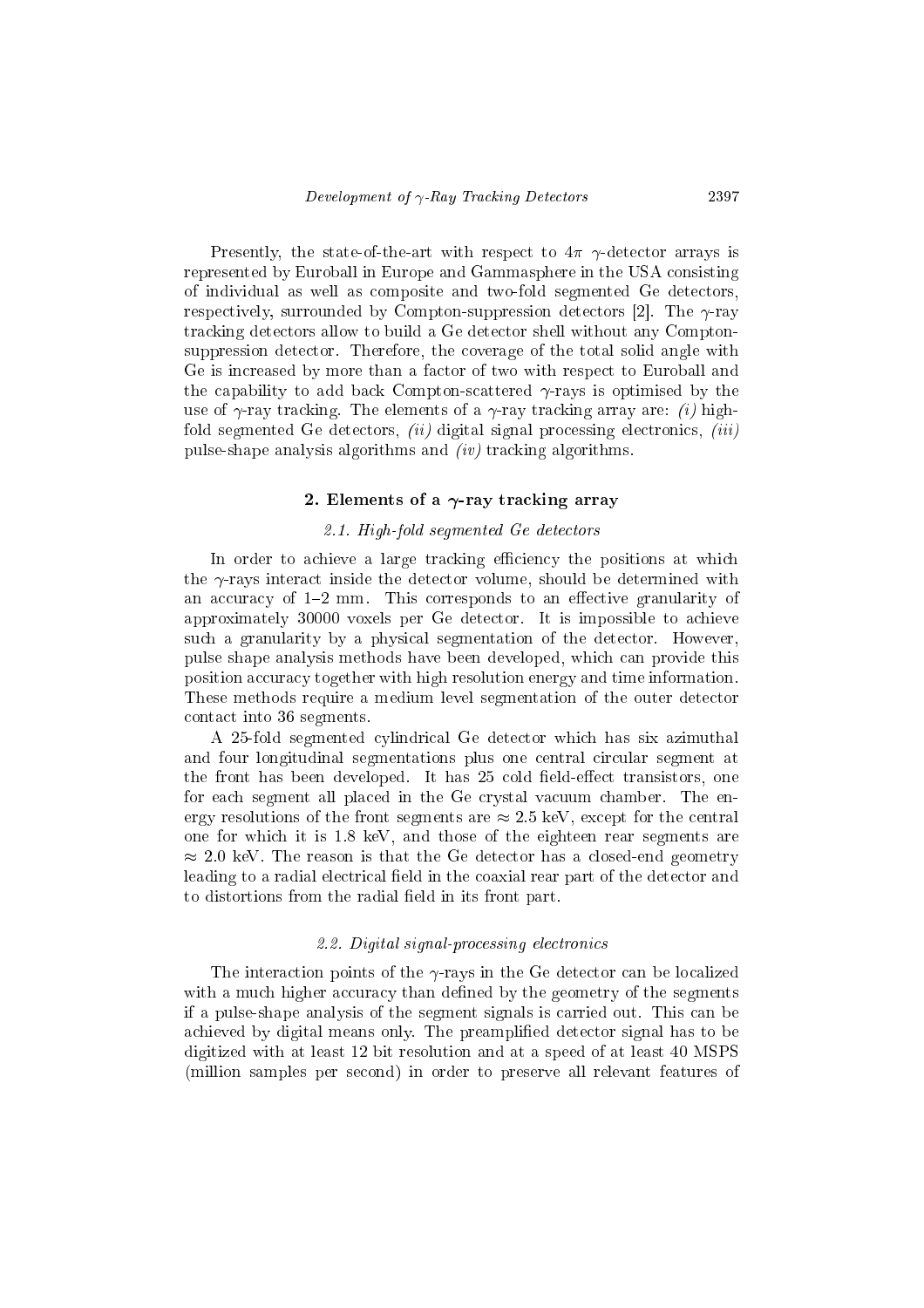Presently, the state-of-the-art with respect to $4\pi$ $\gamma$-detector arrays is represented by Euroball in Europe and Gammasphere in the USA consisting of individual as well as composite and two-fold segmented Ge detectors, respectively, surrounded by Compton-suppression detectors [2]. The $\gamma$-ray tracking detectors allow to build a Ge detector shell without any Compton-suppression detector. Therefore, the coverage of the total solid angle with Ge is increased by more than a factor of two with respect to Euroball and the capability to add back Compton-scattered $\gamma$-rays is optimised by the use of $\gamma$-ray tracking. The elements of a $\gamma$-ray tracking array are: *(i)* high-fold segmented Ge detectors, *(ii)* digital signal processing electronics, *(iii)* pulse-shape analysis algorithms and *(iv)* tracking algorithms.

## 2. Elements of a $\gamma$-ray tracking array

### *2.1. High-fold segmented Ge detectors*

In order to achieve a large tracking efficiency the positions at which the $\gamma$-rays interact inside the detector volume, should be determined with an accuracy of 1–2 mm. This corresponds to an effective granularity of approximately 30000 voxels per Ge detector. It is impossible to achieve such a granularity by a physical segmentation of the detector. However, pulse shape analysis methods have been developed, which can provide this position accuracy together with high resolution energy and time information. These methods require a medium level segmentation of the outer detector contact into 36 segments.

A 25-fold segmented cylindrical Ge detector which has six azimuthal and four longitudinal segmentations plus one central circular segment at the front has been developed. It has 25 cold field-effect transistors, one for each segment all placed in the Ge crystal vacuum chamber. The energy resolutions of the front segments are $\approx 2.5$ keV, except for the central one for which it is 1.8 keV, and those of the eighteen rear segments are $\approx 2.0$ keV. The reason is that the Ge detector has a closed-end geometry leading to a radial electrical field in the coaxial rear part of the detector and to distortions from the radial field in its front part.

### *2.2. Digital signal-processing electronics*

The interaction points of the $\gamma$-rays in the Ge detector can be localized with a much higher accuracy than defined by the geometry of the segments if a pulse-shape analysis of the segment signals is carried out. This can be achieved by digital means only. The preamplified detector signal has to be digitized with at least 12 bit resolution and at a speed of at least 40 MSPS (million samples per second) in order to preserve all relevant features of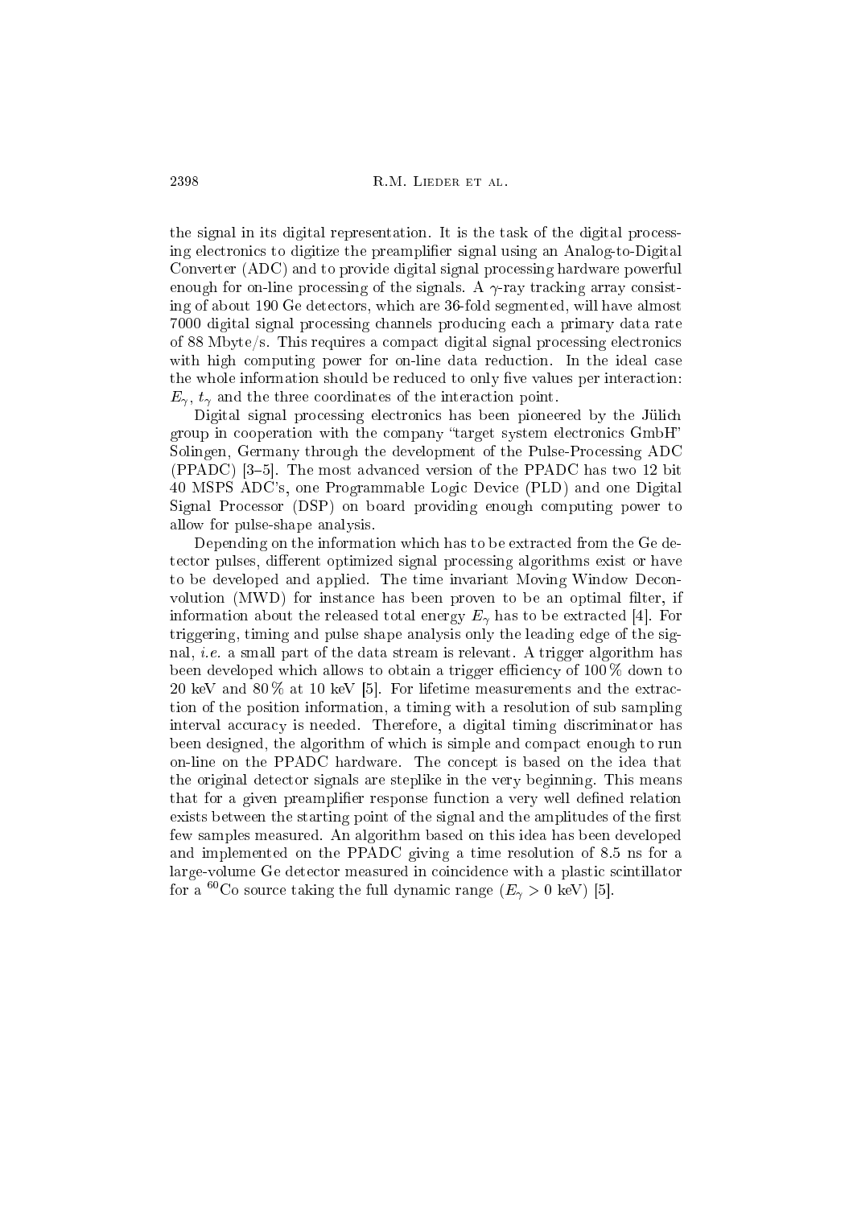the signal in its digital representation. It is the task of the digital processing electronics to digitize the preamplifier signal using an Analog-to-Digital Converter (ADC) and to provide digital signal processing hardware powerful enough for on-line processing of the signals. A $\gamma$-ray tracking array consisting of about 190 Ge detectors, which are 36-fold segmented, will have almost 7000 digital signal processing channels producing each a primary data rate of 88 Mbyte/s. This requires a compact digital signal processing electronics with high computing power for on-line data reduction. In the ideal case the whole information should be reduced to only five values per interaction: $E_\gamma$, $t_\gamma$ and the three coordinates of the interaction point.

Digital signal processing electronics has been pioneered by the Jülich group in cooperation with the company "target system electronics GmbH" Solingen, Germany through the development of the Pulse-Processing ADC (PPADC) [3–5]. The most advanced version of the PPADC has two 12 bit 40 MSPS ADC's, one Programmable Logic Device (PLD) and one Digital Signal Processor (DSP) on board providing enough computing power to allow for pulse-shape analysis.

Depending on the information which has to be extracted from the Ge detector pulses, different optimized signal processing algorithms exist or have to be developed and applied. The time invariant Moving Window Deconvolution (MWD) for instance has been proven to be an optimal filter, if information about the released total energy $E_\gamma$ has to be extracted [4]. For triggering, timing and pulse shape analysis only the leading edge of the signal, *i.e.* a small part of the data stream is relevant. A trigger algorithm has been developed which allows to obtain a trigger efficiency of 100% down to 20 keV and 80% at 10 keV [5]. For lifetime measurements and the extraction of the position information, a timing with a resolution of sub sampling interval accuracy is needed. Therefore, a digital timing discriminator has been designed, the algorithm of which is simple and compact enough to run on-line on the PPADC hardware. The concept is based on the idea that the original detector signals are steplike in the very beginning. This means that for a given preamplifier response function a very well defined relation exists between the starting point of the signal and the amplitudes of the first few samples measured. An algorithm based on this idea has been developed and implemented on the PPADC giving a time resolution of 8.5 ns for a large-volume Ge detector measured in coincidence with a plastic scintillator for a $^{60}$Co source taking the full dynamic range ($E_\gamma > 0$ keV) [5].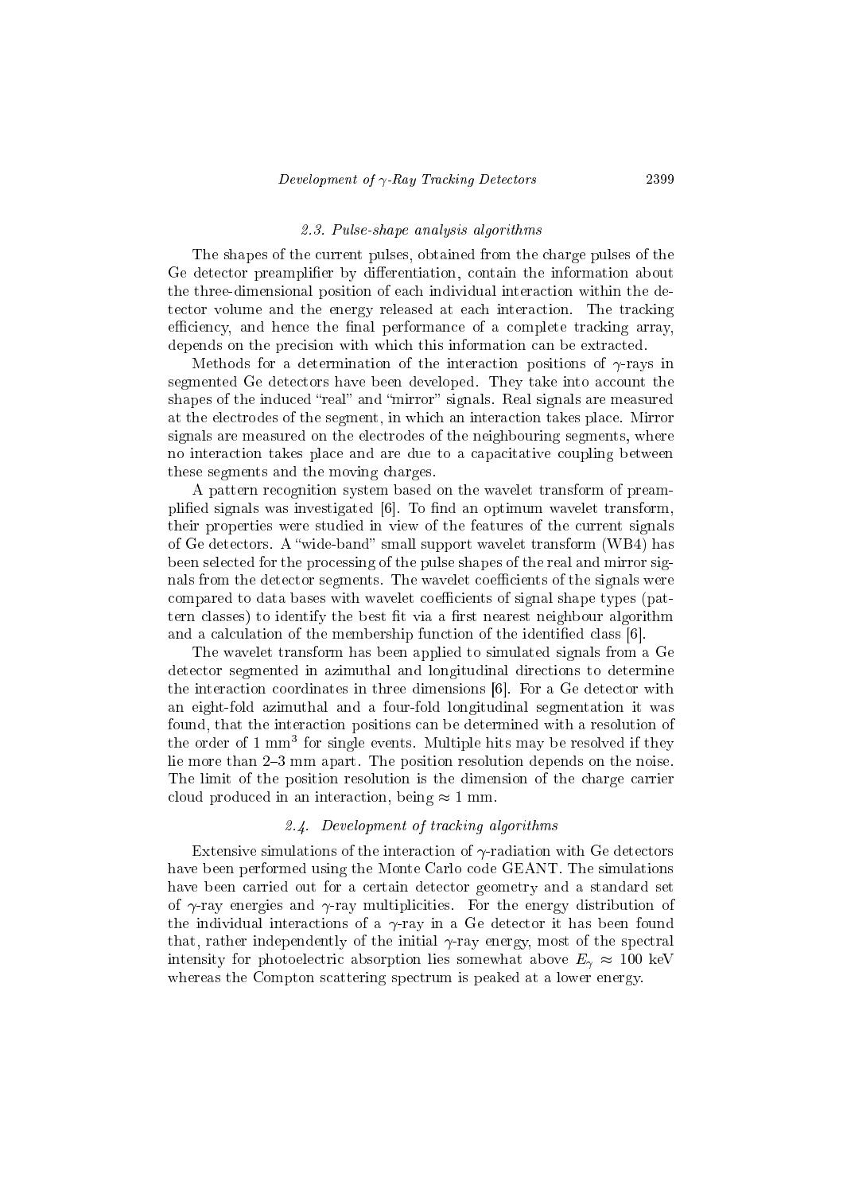### 2.3. Pulse-shape analysis algorithms

The shapes of the current pulses, obtained from the charge pulses of the Ge detector preamplifier by differentiation, contain the information about the three-dimensional position of each individual interaction within the detector volume and the energy released at each interaction. The tracking efficiency, and hence the final performance of a complete tracking array, depends on the precision with which this information can be extracted.

Methods for a determination of the interaction positions of $\gamma$-rays in segmented Ge detectors have been developed. They take into account the shapes of the induced "real" and "mirror" signals. Real signals are measured at the electrodes of the segment, in which an interaction takes place. Mirror signals are measured on the electrodes of the neighbouring segments, where no interaction takes place and are due to a capacitative coupling between these segments and the moving charges.

A pattern recognition system based on the wavelet transform of preamplified signals was investigated [6]. To find an optimum wavelet transform, their properties were studied in view of the features of the current signals of Ge detectors. A "wide-band" small support wavelet transform (WB4) has been selected for the processing of the pulse shapes of the real and mirror signals from the detector segments. The wavelet coefficients of the signals were compared to data bases with wavelet coefficients of signal shape types (pattern classes) to identify the best fit via a first nearest neighbour algorithm and a calculation of the membership function of the identified class [6].

The wavelet transform has been applied to simulated signals from a Ge detector segmented in azimuthal and longitudinal directions to determine the interaction coordinates in three dimensions [6]. For a Ge detector with an eight-fold azimuthal and a four-fold longitudinal segmentation it was found, that the interaction positions can be determined with a resolution of the order of 1 mm$^3$ for single events. Multiple hits may be resolved if they lie more than 2–3 mm apart. The position resolution depends on the noise. The limit of the position resolution is the dimension of the charge carrier cloud produced in an interaction, being $\approx 1$ mm.

### 2.4. Development of tracking algorithms

Extensive simulations of the interaction of $\gamma$-radiation with Ge detectors have been performed using the Monte Carlo code GEANT. The simulations have been carried out for a certain detector geometry and a standard set of $\gamma$-ray energies and $\gamma$-ray multiplicities. For the energy distribution of the individual interactions of a $\gamma$-ray in a Ge detector it has been found that, rather independently of the initial $\gamma$-ray energy, most of the spectral intensity for photoelectric absorption lies somewhat above $E_\gamma \approx 100$ keV whereas the Compton scattering spectrum is peaked at a lower energy.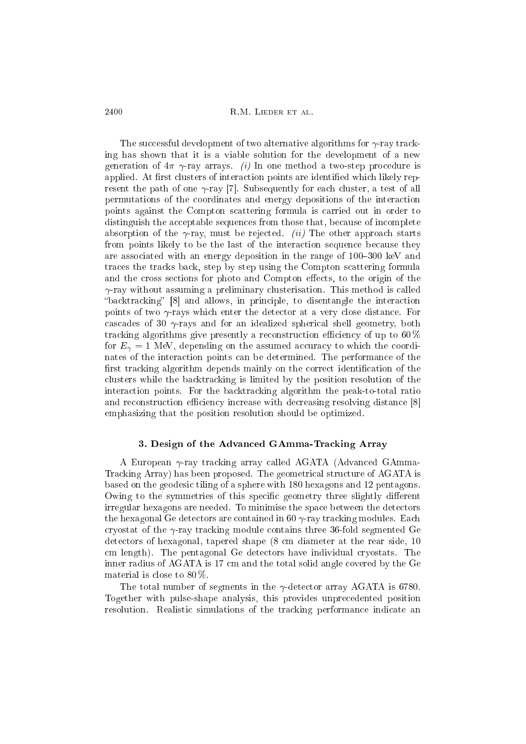The successful development of two alternative algorithms for $\gamma$-ray tracking has shown that it is a viable solution for the development of a new generation of $4\pi$ $\gamma$-ray arrays. *(i)* In one method a two-step procedure is applied. At first clusters of interaction points are identified which likely represent the path of one $\gamma$-ray [7]. Subsequently for each cluster, a test of all permutations of the coordinates and energy depositions of the interaction points against the Compton scattering formula is carried out in order to distinguish the acceptable sequences from those that, because of incomplete absorption of the $\gamma$-ray, must be rejected. *(ii)* The other approach starts from points likely to be the last of the interaction sequence because they are associated with an energy deposition in the range of 100–300 keV and traces the tracks back, step by step using the Compton scattering formula and the cross sections for photo and Compton effects, to the origin of the $\gamma$-ray without assuming a preliminary clusterisation. This method is called "backtracking" [8] and allows, in principle, to disentangle the interaction points of two $\gamma$-rays which enter the detector at a very close distance. For cascades of 30 $\gamma$-rays and for an idealized spherical shell geometry, both tracking algorithms give presently a reconstruction efficiency of up to 60 % for $E_\gamma = 1$ MeV, depending on the assumed accuracy to which the coordinates of the interaction points can be determined. The performance of the first tracking algorithm depends mainly on the correct identification of the clusters while the backtracking is limited by the position resolution of the interaction points. For the backtracking algorithm the peak-to-total ratio and reconstruction efficiency increase with decreasing resolving distance [8] emphasizing that the position resolution should be optimized.

### 3. Design of the Advanced GAmma-Tracking Array

A European $\gamma$-ray tracking array called AGATA (Advanced GAmma-Tracking Array) has been proposed. The geometrical structure of AGATA is based on the geodesic tiling of a sphere with 180 hexagons and 12 pentagons. Owing to the symmetries of this specific geometry three slightly different irregular hexagons are needed. To minimise the space between the detectors the hexagonal Ge detectors are contained in 60 $\gamma$-ray tracking modules. Each cryostat of the $\gamma$-ray tracking module contains three 36-fold segmented Ge detectors of hexagonal, tapered shape (8 cm diameter at the rear side, 10 cm length). The pentagonal Ge detectors have individual cryostats. The inner radius of AGATA is 17 cm and the total solid angle covered by the Ge material is close to 80 %.

The total number of segments in the $\gamma$-detector array AGATA is 6780. Together with pulse-shape analysis, this provides unprecedented position resolution. Realistic simulations of the tracking performance indicate an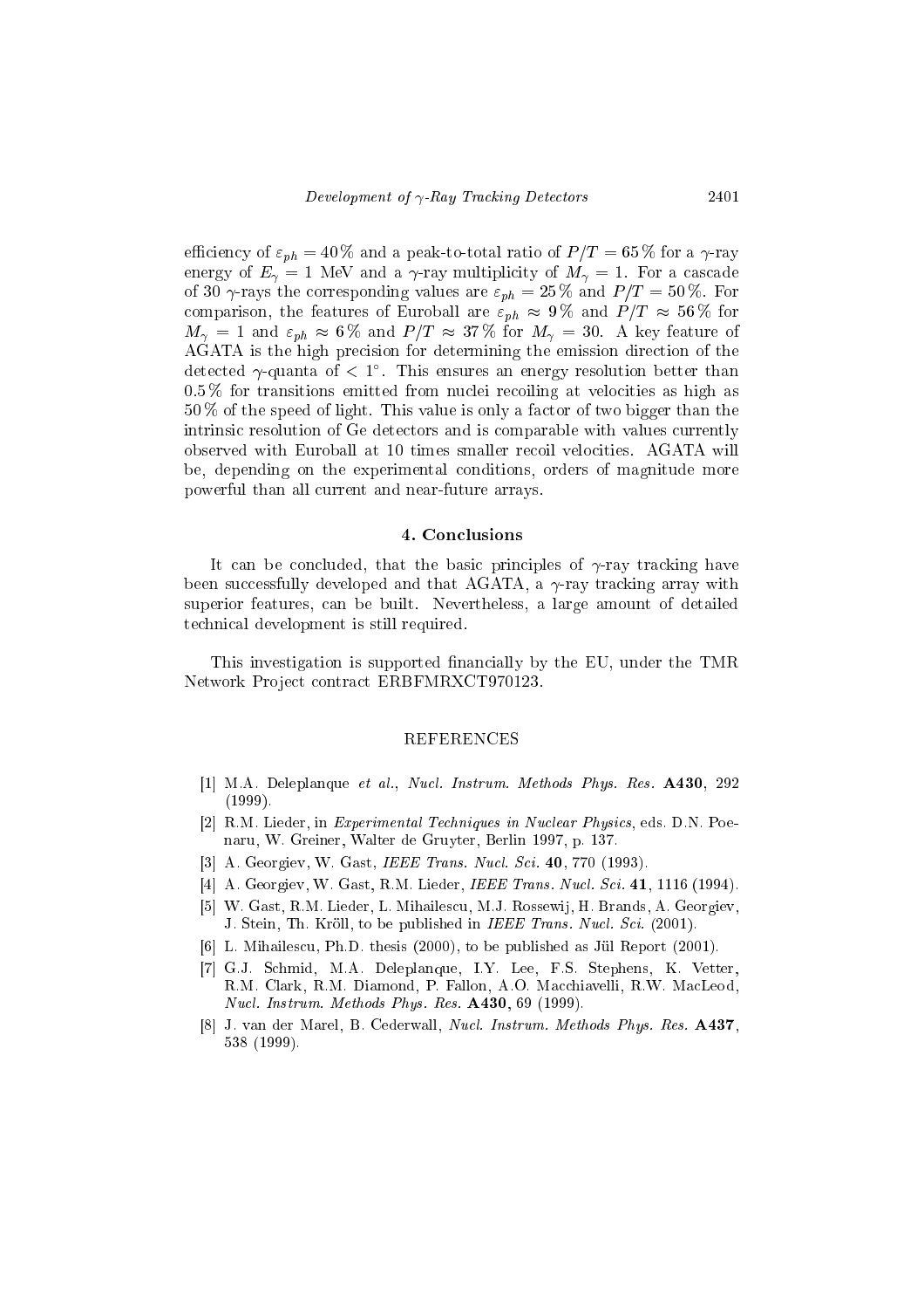efficiency of $\varepsilon_{ph} = 40\,\%$ and a peak-to-total ratio of $P/T = 65\,\%$ for a $\gamma$-ray energy of $E_\gamma = 1$ MeV and a $\gamma$-ray multiplicity of $M_\gamma = 1$. For a cascade of 30 $\gamma$-rays the corresponding values are $\varepsilon_{ph} = 25\,\%$ and $P/T = 50\,\%$. For comparison, the features of Euroball are $\varepsilon_{ph} \approx 9\,\%$ and $P/T \approx 56\,\%$ for $M_\gamma = 1$ and $\varepsilon_{ph} \approx 6\,\%$ and $P/T \approx 37\,\%$ for $M_\gamma = 30$. A key feature of AGATA is the high precision for determining the emission direction of the detected $\gamma$-quanta of $< 1^\circ$. This ensures an energy resolution better than $0.5\,\%$ for transitions emitted from nuclei recoiling at velocities as high as $50\,\%$ of the speed of light. This value is only a factor of two bigger than the intrinsic resolution of Ge detectors and is comparable with values currently observed with Euroball at 10 times smaller recoil velocities. AGATA will be, depending on the experimental conditions, orders of magnitude more powerful than all current and near-future arrays.

## 4. Conclusions

It can be concluded, that the basic principles of $\gamma$-ray tracking have been successfully developed and that AGATA, a $\gamma$-ray tracking array with superior features, can be built. Nevertheless, a large amount of detailed technical development is still required.

This investigation is supported financially by the EU, under the TMR Network Project contract ERBFMRXCT970123.

## REFERENCES

[1] M.A. Deleplanque *et al.*, *Nucl. Instrum. Methods Phys. Res.* **A430**, 292 (1999).

[2] R.M. Lieder, in *Experimental Techniques in Nuclear Physics*, eds. D.N. Poenaru, W. Greiner, Walter de Gruyter, Berlin 1997, p. 137.

[3] A. Georgiev, W. Gast, *IEEE Trans. Nucl. Sci.* **40**, 770 (1993).

[4] A. Georgiev, W. Gast, R.M. Lieder, *IEEE Trans. Nucl. Sci.* **41**, 1116 (1994).

[5] W. Gast, R.M. Lieder, L. Mihailescu, M.J. Rossewij, H. Brands, A. Georgiev, J. Stein, Th. Kröll, to be published in *IEEE Trans. Nucl. Sci.* (2001).

[6] L. Mihailescu, Ph.D. thesis (2000), to be published as Jül Report (2001).

[7] G.J. Schmid, M.A. Deleplanque, I.Y. Lee, F.S. Stephens, K. Vetter, R.M. Clark, R.M. Diamond, P. Fallon, A.O. Macchiavelli, R.W. MacLeod, *Nucl. Instrum. Methods Phys. Res.* **A430**, 69 (1999).

[8] J. van der Marel, B. Cederwall, *Nucl. Instrum. Methods Phys. Res.* **A437**, 538 (1999).